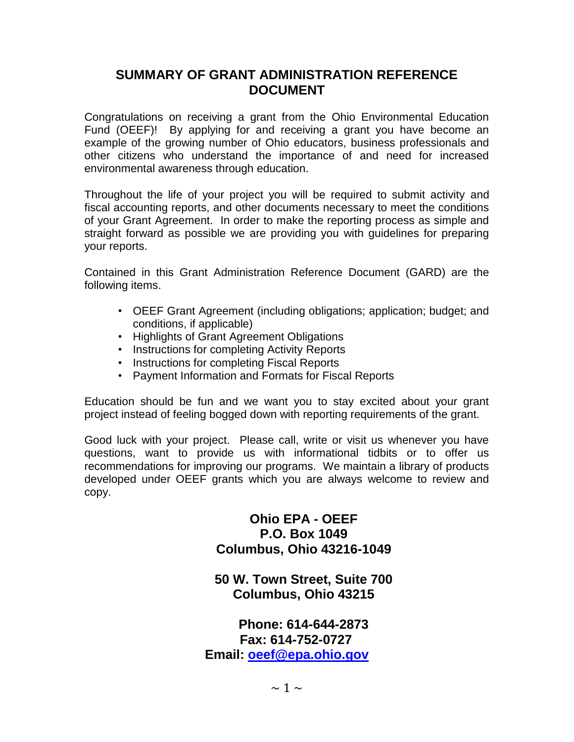# SUMMARY OF GRANT ADMINISTRATION REFERENCE DOCUMENT

Congratulations on receiving a grant from the Ohio Environmental Education Fund (OEEF)! By applying for and receiving a grant you have become an example of the growing number of Ohio educators, business professionals and other citizens who understand the importance of and need for increased environmental awareness through education.

Throughout the life of your project you will be required to submit activity and fiscal accounting reports, and other documents necessary to meet the conditions of your Grant Agreement. In order to make the reporting process as simple and straight forward as possible we are providing you with guidelines for preparing your reports.

Contained in this Grant Administration Reference Document (GARD) are the following items.

- OEEF Grant Agreement (including obligations; application; budget; and conditions, if applicable)
- Highlights of Grant Agreement Obligations
- Instructions for completing Activity Reports
- Instructions for completing Fiscal Reports
- Payment Information and Formats for Fiscal Reports

Education should be fun and we want you to stay excited about your grant project instead of feeling bogged down with reporting requirements of the grant.

Good luck with your project. Please call, write or visit us whenever you have questions, want to provide us with informational tidbits or to offer us recommendations for improving our programs. We maintain a library of products developed under OEEF grants which you are always welcome to review and copy.

**Ohio EPA - OEEF**
**P.O. Box 1049**
**Columbus, Ohio 43216-1049**

**50 W. Town Street, Suite 700**
**Columbus, Ohio 43215**

**Phone: 614-644-2873**
**Fax: 614-752-0727**
**Email: oeef@epa.ohio.gov**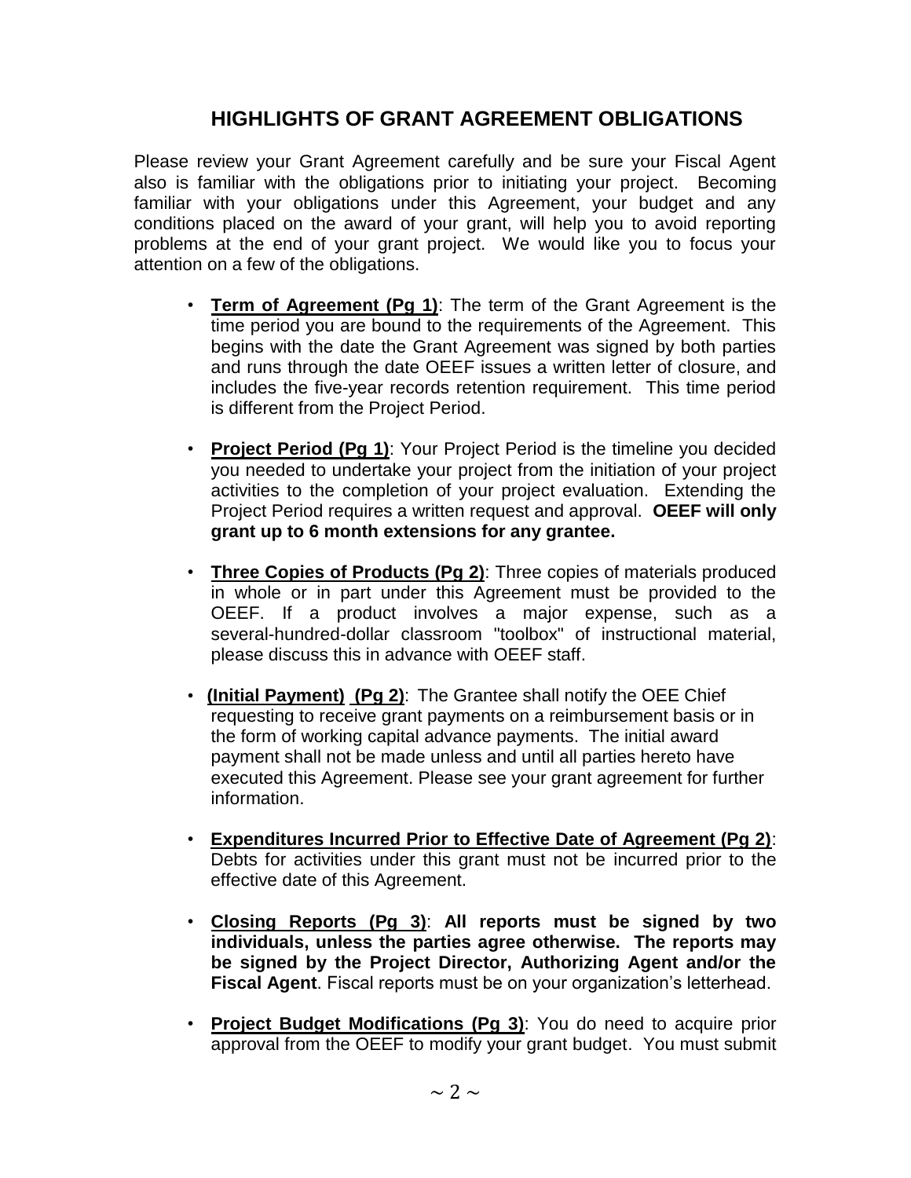# HIGHLIGHTS OF GRANT AGREEMENT OBLIGATIONS

Please review your Grant Agreement carefully and be sure your Fiscal Agent also is familiar with the obligations prior to initiating your project. Becoming familiar with your obligations under this Agreement, your budget and any conditions placed on the award of your grant, will help you to avoid reporting problems at the end of your grant project. We would like you to focus your attention on a few of the obligations.

- **Term of Agreement (Pg 1)**: The term of the Grant Agreement is the time period you are bound to the requirements of the Agreement. This begins with the date the Grant Agreement was signed by both parties and runs through the date OEEF issues a written letter of closure, and includes the five-year records retention requirement. This time period is different from the Project Period.
- **Project Period (Pg 1)**: Your Project Period is the timeline you decided you needed to undertake your project from the initiation of your project activities to the completion of your project evaluation. Extending the Project Period requires a written request and approval. **OEEF will only grant up to 6 month extensions for any grantee.**
- **Three Copies of Products (Pg 2)**: Three copies of materials produced in whole or in part under this Agreement must be provided to the OEEF. If a product involves a major expense, such as a several-hundred-dollar classroom "toolbox" of instructional material, please discuss this in advance with OEEF staff.
- **(Initial Payment) (Pg 2)**: The Grantee shall notify the OEE Chief requesting to receive grant payments on a reimbursement basis or in the form of working capital advance payments. The initial award payment shall not be made unless and until all parties hereto have executed this Agreement. Please see your grant agreement for further information.
- **Expenditures Incurred Prior to Effective Date of Agreement (Pg 2)**: Debts for activities under this grant must not be incurred prior to the effective date of this Agreement.
- **Closing Reports (Pg 3)**: **All reports must be signed by two individuals, unless the parties agree otherwise. The reports may be signed by the Project Director, Authorizing Agent and/or the Fiscal Agent**. Fiscal reports must be on your organization's letterhead.
- **Project Budget Modifications (Pg 3)**: You do need to acquire prior approval from the OEEF to modify your grant budget. You must submit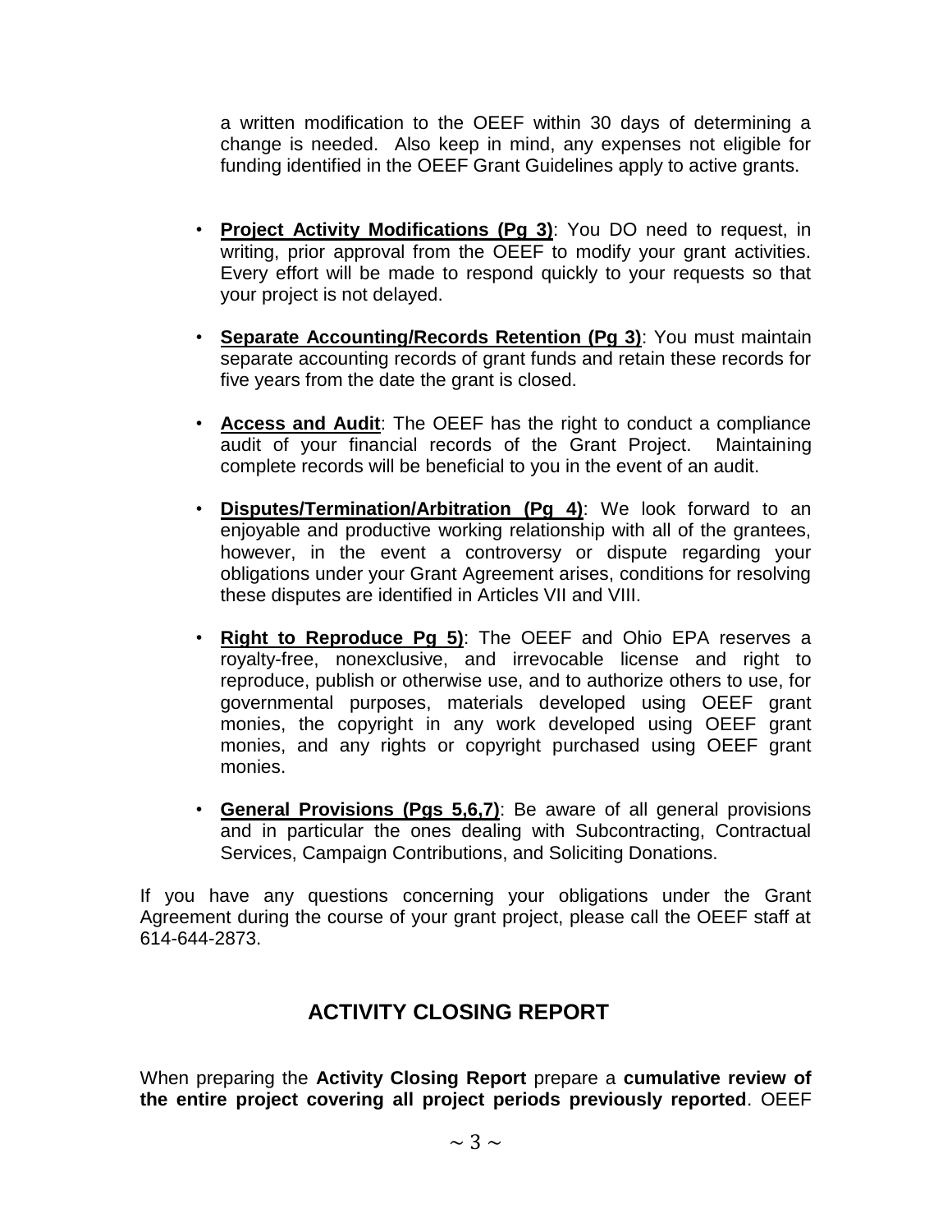a written modification to the OEEF within 30 days of determining a change is needed. Also keep in mind, any expenses not eligible for funding identified in the OEEF Grant Guidelines apply to active grants.

- **Project Activity Modifications (Pg 3)**: You DO need to request, in writing, prior approval from the OEEF to modify your grant activities. Every effort will be made to respond quickly to your requests so that your project is not delayed.

- **Separate Accounting/Records Retention (Pg 3)**: You must maintain separate accounting records of grant funds and retain these records for five years from the date the grant is closed.

- **Access and Audit**: The OEEF has the right to conduct a compliance audit of your financial records of the Grant Project. Maintaining complete records will be beneficial to you in the event of an audit.

- **Disputes/Termination/Arbitration (Pg 4)**: We look forward to an enjoyable and productive working relationship with all of the grantees, however, in the event a controversy or dispute regarding your obligations under your Grant Agreement arises, conditions for resolving these disputes are identified in Articles VII and VIII.

- **Right to Reproduce Pg 5)**: The OEEF and Ohio EPA reserves a royalty-free, nonexclusive, and irrevocable license and right to reproduce, publish or otherwise use, and to authorize others to use, for governmental purposes, materials developed using OEEF grant monies, the copyright in any work developed using OEEF grant monies, and any rights or copyright purchased using OEEF grant monies.

- **General Provisions (Pgs 5,6,7)**: Be aware of all general provisions and in particular the ones dealing with Subcontracting, Contractual Services, Campaign Contributions, and Soliciting Donations.

If you have any questions concerning your obligations under the Grant Agreement during the course of your grant project, please call the OEEF staff at 614-644-2873.

## ACTIVITY CLOSING REPORT

When preparing the **Activity Closing Report** prepare a **cumulative review of the entire project covering all project periods previously reported**. OEEF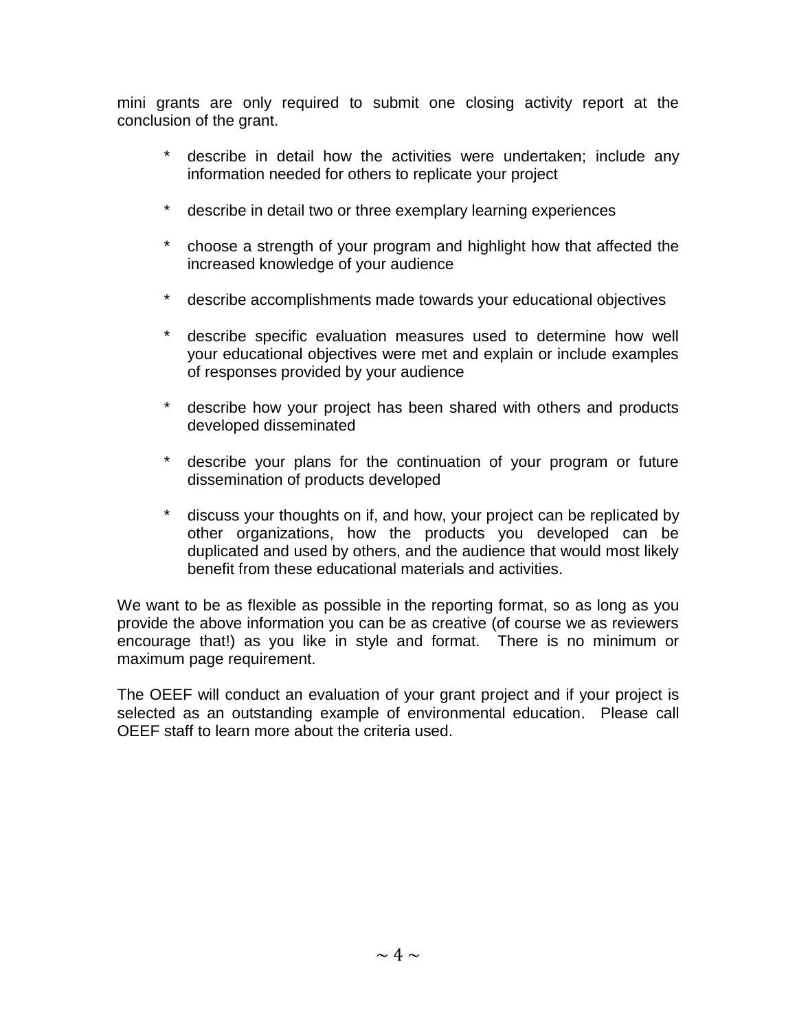mini grants are only required to submit one closing activity report at the conclusion of the grant.

- describe in detail how the activities were undertaken; include any information needed for others to replicate your project
- describe in detail two or three exemplary learning experiences
- choose a strength of your program and highlight how that affected the increased knowledge of your audience
- describe accomplishments made towards your educational objectives
- describe specific evaluation measures used to determine how well your educational objectives were met and explain or include examples of responses provided by your audience
- describe how your project has been shared with others and products developed disseminated
- describe your plans for the continuation of your program or future dissemination of products developed
- discuss your thoughts on if, and how, your project can be replicated by other organizations, how the products you developed can be duplicated and used by others, and the audience that would most likely benefit from these educational materials and activities.

We want to be as flexible as possible in the reporting format, so as long as you provide the above information you can be as creative (of course we as reviewers encourage that!) as you like in style and format. There is no minimum or maximum page requirement.

The OEEF will conduct an evaluation of your grant project and if your project is selected as an outstanding example of environmental education. Please call OEEF staff to learn more about the criteria used.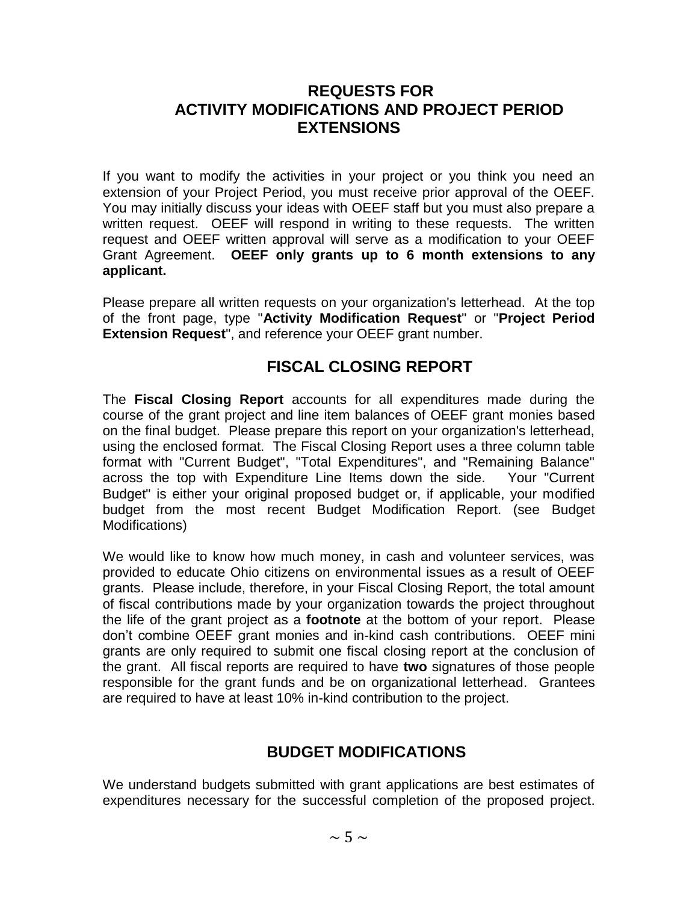## REQUESTS FOR ACTIVITY MODIFICATIONS AND PROJECT PERIOD EXTENSIONS

If you want to modify the activities in your project or you think you need an extension of your Project Period, you must receive prior approval of the OEEF. You may initially discuss your ideas with OEEF staff but you must also prepare a written request. OEEF will respond in writing to these requests. The written request and OEEF written approval will serve as a modification to your OEEF Grant Agreement. **OEEF only grants up to 6 month extensions to any applicant.**

Please prepare all written requests on your organization's letterhead. At the top of the front page, type "**Activity Modification Request**" or "**Project Period Extension Request**", and reference your OEEF grant number.

## FISCAL CLOSING REPORT

The **Fiscal Closing Report** accounts for all expenditures made during the course of the grant project and line item balances of OEEF grant monies based on the final budget. Please prepare this report on your organization's letterhead, using the enclosed format. The Fiscal Closing Report uses a three column table format with "Current Budget", "Total Expenditures", and "Remaining Balance" across the top with Expenditure Line Items down the side. Your "Current Budget" is either your original proposed budget or, if applicable, your modified budget from the most recent Budget Modification Report. (see Budget Modifications)

We would like to know how much money, in cash and volunteer services, was provided to educate Ohio citizens on environmental issues as a result of OEEF grants. Please include, therefore, in your Fiscal Closing Report, the total amount of fiscal contributions made by your organization towards the project throughout the life of the grant project as a **footnote** at the bottom of your report. Please don't combine OEEF grant monies and in-kind cash contributions. OEEF mini grants are only required to submit one fiscal closing report at the conclusion of the grant. All fiscal reports are required to have **two** signatures of those people responsible for the grant funds and be on organizational letterhead. Grantees are required to have at least 10% in-kind contribution to the project.

## BUDGET MODIFICATIONS

We understand budgets submitted with grant applications are best estimates of expenditures necessary for the successful completion of the proposed project.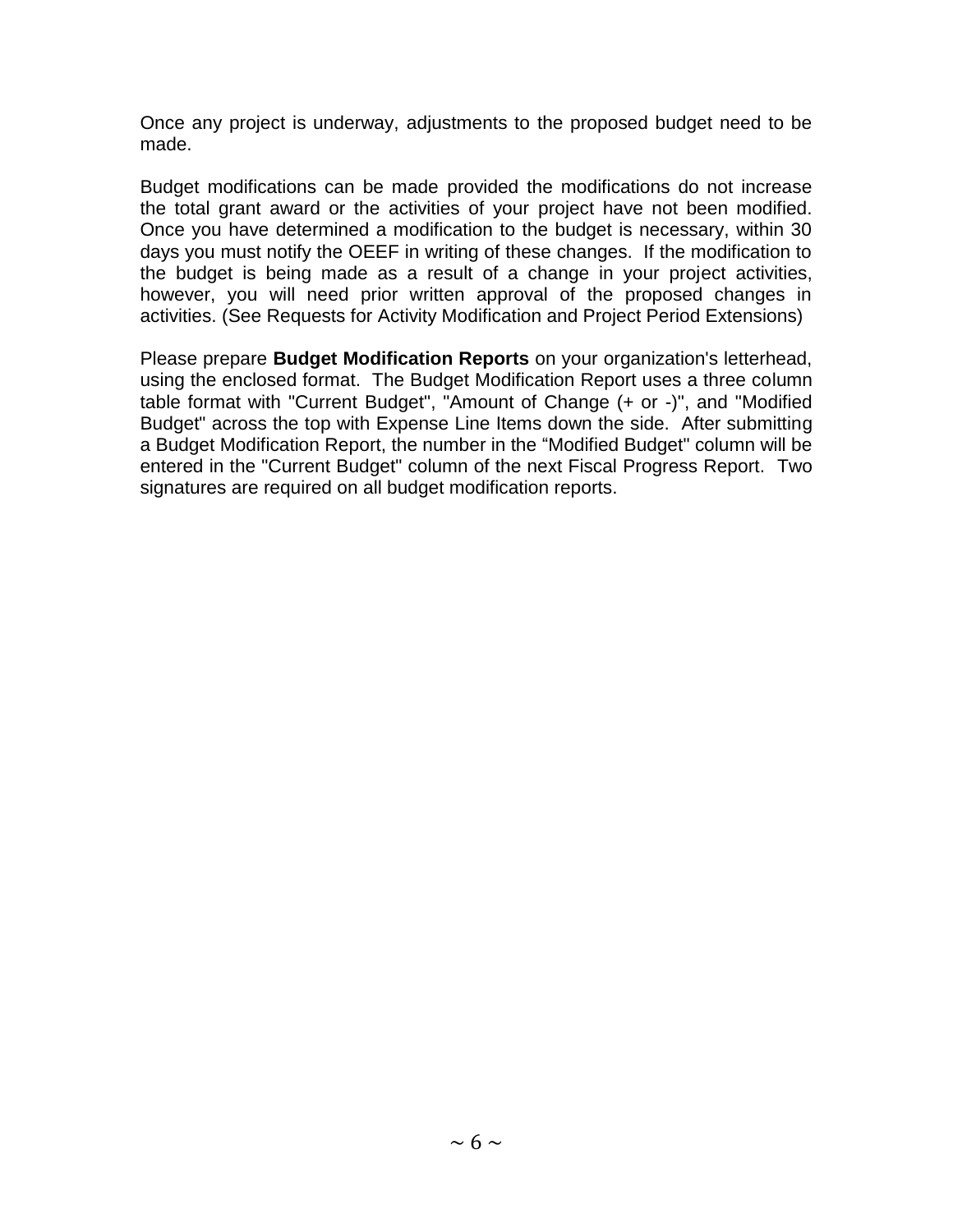Once any project is underway, adjustments to the proposed budget need to be made.

Budget modifications can be made provided the modifications do not increase the total grant award or the activities of your project have not been modified. Once you have determined a modification to the budget is necessary, within 30 days you must notify the OEEF in writing of these changes. If the modification to the budget is being made as a result of a change in your project activities, however, you will need prior written approval of the proposed changes in activities. (See Requests for Activity Modification and Project Period Extensions)

Please prepare **Budget Modification Reports** on your organization's letterhead, using the enclosed format. The Budget Modification Report uses a three column table format with "Current Budget", "Amount of Change (+ or -)", and "Modified Budget" across the top with Expense Line Items down the side. After submitting a Budget Modification Report, the number in the "Modified Budget" column will be entered in the "Current Budget" column of the next Fiscal Progress Report. Two signatures are required on all budget modification reports.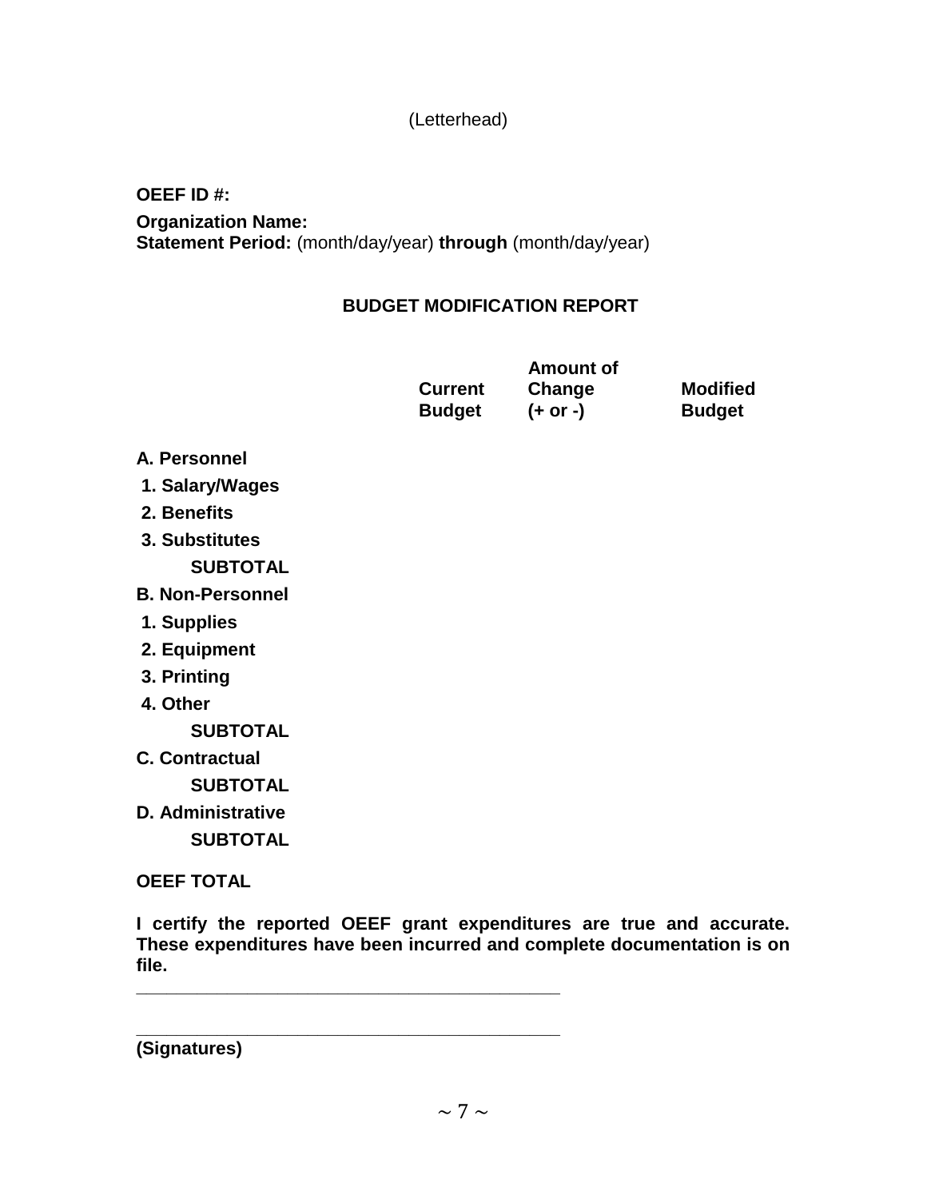(Letterhead)

**OEEF ID #:**

**Organization Name:**
**Statement Period:** (month/day/year) **through** (month/day/year)

## BUDGET MODIFICATION REPORT

| | Current Budget | Amount of Change (+ or -) | Modified Budget |
|---|---|---|---|
| **A. Personnel** | | | |
| **1. Salary/Wages** | | | |
| **2. Benefits** | | | |
| **3. Substitutes** | | | |
| **SUBTOTAL** | | | |
| **B. Non-Personnel** | | | |
| **1. Supplies** | | | |
| **2. Equipment** | | | |
| **3. Printing** | | | |
| **4. Other** | | | |
| **SUBTOTAL** | | | |
| **C. Contractual** | | | |
| **SUBTOTAL** | | | |
| **D. Administrative** | | | |
| **SUBTOTAL** | | | |
| **OEEF TOTAL** | | | |

**I certify the reported OEEF grant expenditures are true and accurate. These expenditures have been incurred and complete documentation is on file.**

\_\_\_\_\_\_\_\_\_\_\_\_\_\_\_\_\_\_\_\_\_\_\_\_\_\_\_\_\_\_\_\_\_\_\_\_\_\_\_\_\_\_\_\_

\_\_\_\_\_\_\_\_\_\_\_\_\_\_\_\_\_\_\_\_\_\_\_\_\_\_\_\_\_\_\_\_\_\_\_\_\_\_\_\_\_\_\_\_

**(Signatures)**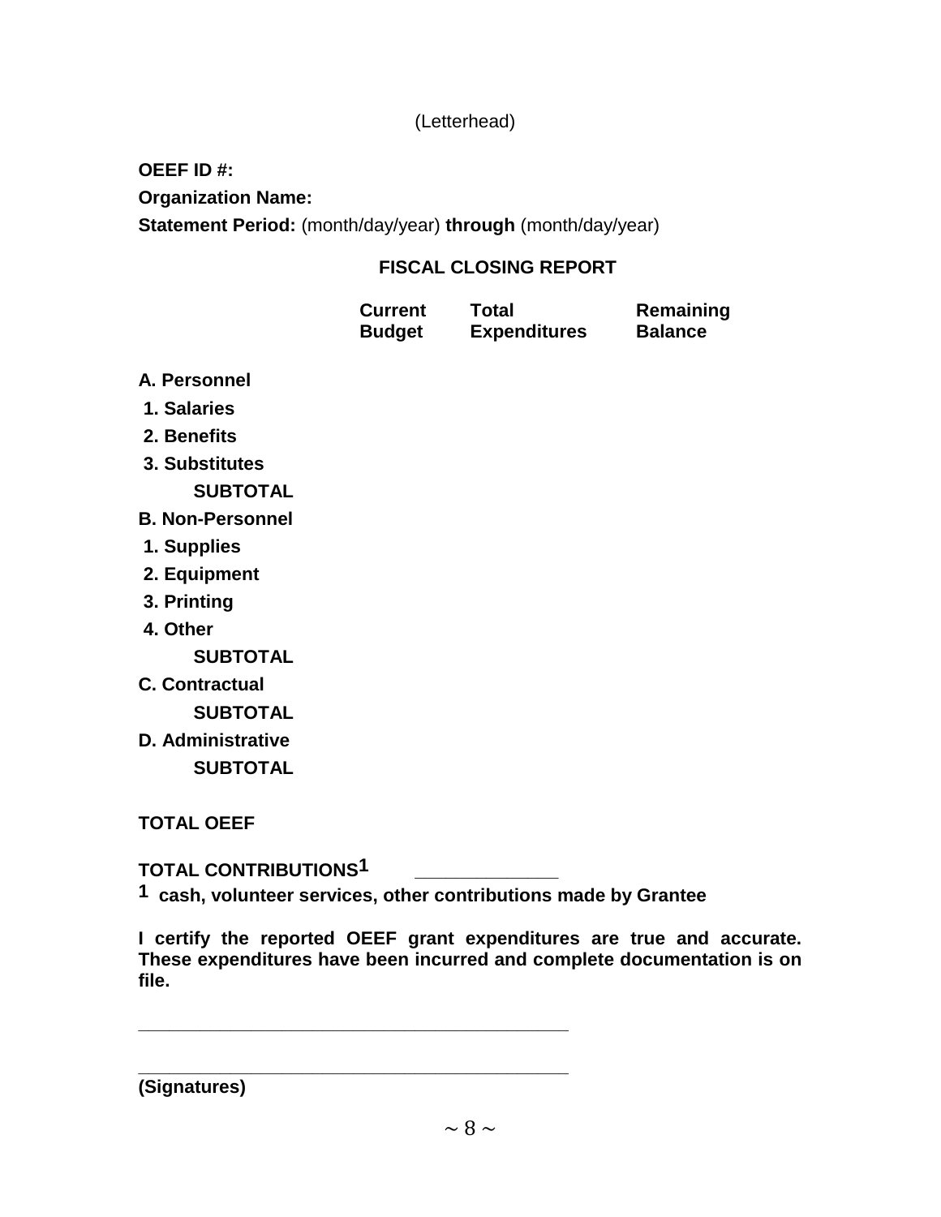(Letterhead)

**OEEF ID #:**

**Organization Name:**

**Statement Period:** (month/day/year) **through** (month/day/year)

## FISCAL CLOSING REPORT

| | Current Budget | Total Expenditures | Remaining Balance |
|---|---|---|---|
| **A. Personnel** | | | |
| **1. Salaries** | | | |
| **2. Benefits** | | | |
| **3. Substitutes** | | | |
| **SUBTOTAL** | | | |
| **B. Non-Personnel** | | | |
| **1. Supplies** | | | |
| **2. Equipment** | | | |
| **3. Printing** | | | |
| **4. Other** | | | |
| **SUBTOTAL** | | | |
| **C. Contractual** | | | |
| **SUBTOTAL** | | | |
| **D. Administrative** | | | |
| **SUBTOTAL** | | | |
| **TOTAL OEEF** | | | |

**TOTAL CONTRIBUTIONS[1]** _____________

**[1] cash, volunteer services, other contributions made by Grantee**

**I certify the reported OEEF grant expenditures are true and accurate. These expenditures have been incurred and complete documentation is on file.**

_________________________________________

_________________________________________

**(Signatures)**